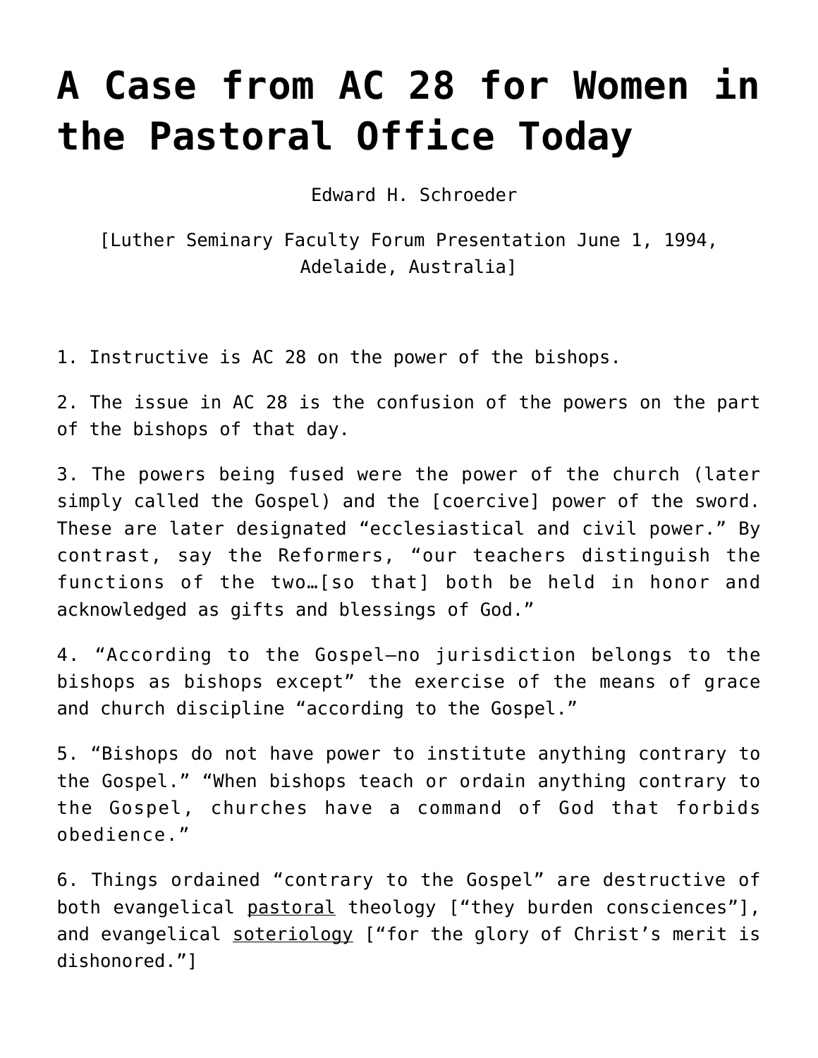# A Case from AC 28 for Women in the Pastoral Office Today

Edward H. Schroeder

[Luther Seminary Faculty Forum Presentation June 1, 1994, Adelaide, Australia]

1. Instructive is AC 28 on the power of the bishops.

2. The issue in AC 28 is the confusion of the powers on the part of the bishops of that day.

3. The powers being fused were the power of the church (later simply called the Gospel) and the [coercive] power of the sword. These are later designated "ecclesiastical and civil power." By contrast, say the Reformers, "our teachers distinguish the functions of the two…[so that] both be held in honor and acknowledged as gifts and blessings of God."

4. "According to the Gospel—no jurisdiction belongs to the bishops as bishops except" the exercise of the means of grace and church discipline "according to the Gospel."

5. "Bishops do not have power to institute anything contrary to the Gospel." "When bishops teach or ordain anything contrary to the Gospel, churches have a command of God that forbids obedience."

6. Things ordained "contrary to the Gospel" are destructive of both evangelical <u>pastoral</u> theology ["they burden consciences"], and evangelical <u>soteriology</u> ["for the glory of Christ's merit is dishonored."]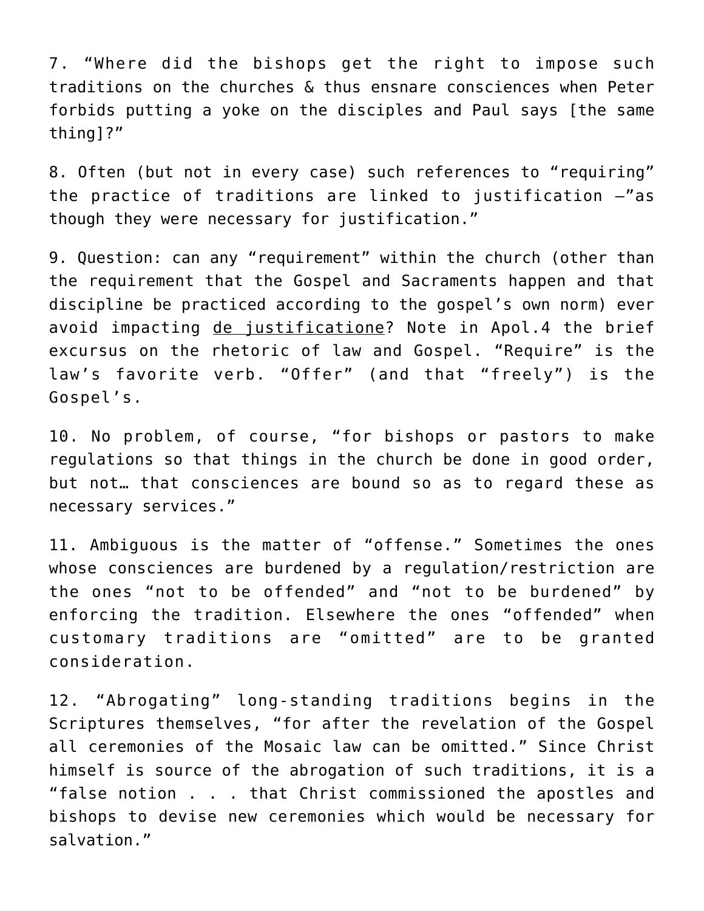7. “Where did the bishops get the right to impose such traditions on the churches & thus ensnare consciences when Peter forbids putting a yoke on the disciples and Paul says [the same thing]?”

8. Often (but not in every case) such references to “requiring” the practice of traditions are linked to justification –”as though they were necessary for justification.”

9. Question: can any “requirement” within the church (other than the requirement that the Gospel and Sacraments happen and that discipline be practiced according to the gospel’s own norm) ever avoid impacting <u>de justificatione</u>? Note in Apol.4 the brief excursus on the rhetoric of law and Gospel. “Require” is the law’s favorite verb. “Offer” (and that “freely”) is the Gospel’s.

10. No problem, of course, “for bishops or pastors to make regulations so that things in the church be done in good order, but not… that consciences are bound so as to regard these as necessary services.”

11. Ambiguous is the matter of “offense.” Sometimes the ones whose consciences are burdened by a regulation/restriction are the ones “not to be offended” and “not to be burdened” by enforcing the tradition. Elsewhere the ones “offended” when customary traditions are “omitted” are to be granted consideration.

12. “Abrogating” long-standing traditions begins in the Scriptures themselves, “for after the revelation of the Gospel all ceremonies of the Mosaic law can be omitted.” Since Christ himself is source of the abrogation of such traditions, it is a “false notion . . . that Christ commissioned the apostles and bishops to devise new ceremonies which would be necessary for salvation.”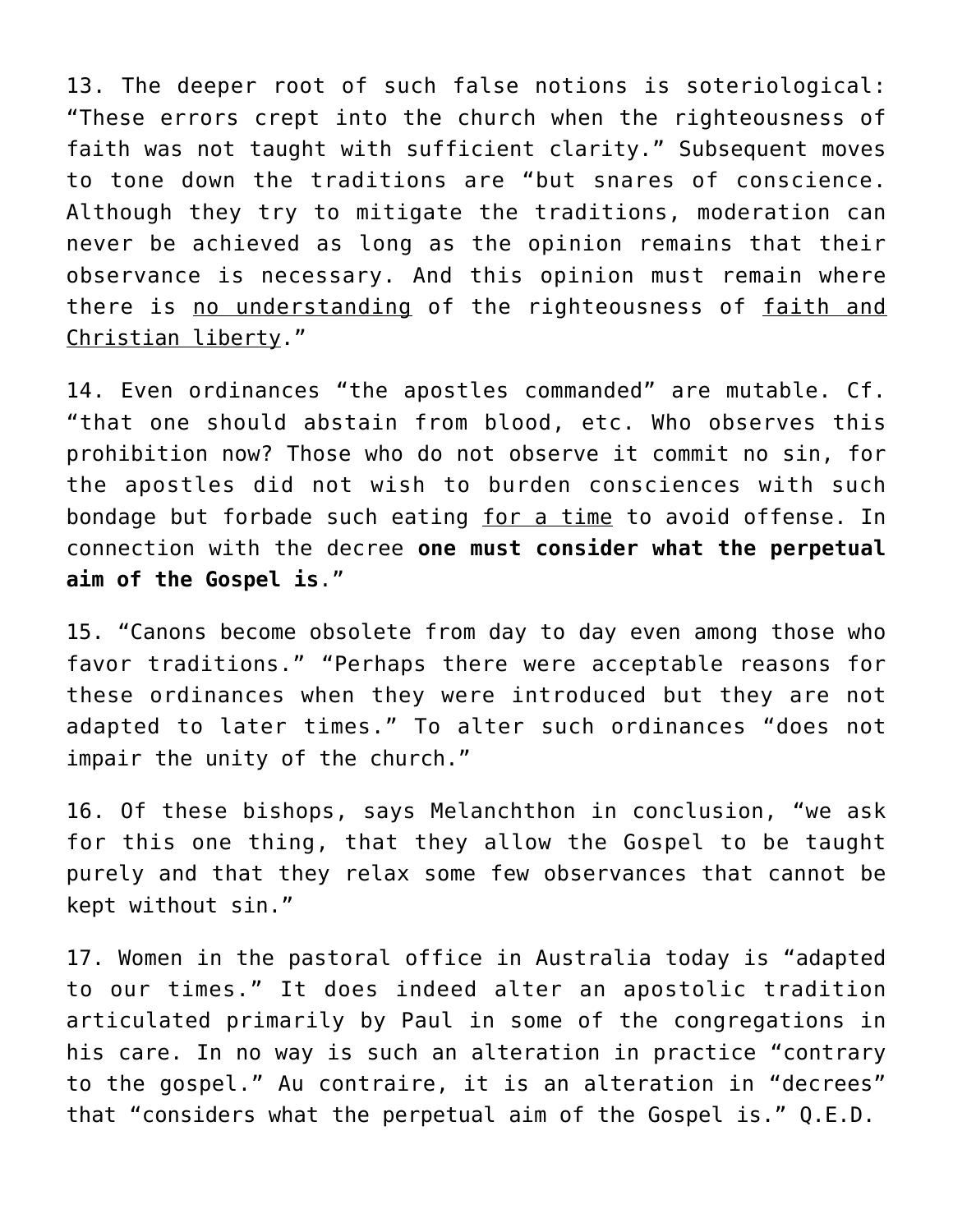13. The deeper root of such false notions is soteriological: "These errors crept into the church when the righteousness of faith was not taught with sufficient clarity." Subsequent moves to tone down the traditions are "but snares of conscience. Although they try to mitigate the traditions, moderation can never be achieved as long as the opinion remains that their observance is necessary. And this opinion must remain where there is <u>no understanding</u> of the righteousness of <u>faith and Christian liberty</u>."

14. Even ordinances "the apostles commanded" are mutable. Cf. "that one should abstain from blood, etc. Who observes this prohibition now? Those who do not observe it commit no sin, for the apostles did not wish to burden consciences with such bondage but forbade such eating <u>for a time</u> to avoid offense. In connection with the decree **one must consider what the perpetual aim of the Gospel is**."

15. "Canons become obsolete from day to day even among those who favor traditions." "Perhaps there were acceptable reasons for these ordinances when they were introduced but they are not adapted to later times." To alter such ordinances "does not impair the unity of the church."

16. Of these bishops, says Melanchthon in conclusion, "we ask for this one thing, that they allow the Gospel to be taught purely and that they relax some few observances that cannot be kept without sin."

17. Women in the pastoral office in Australia today is "adapted to our times." It does indeed alter an apostolic tradition articulated primarily by Paul in some of the congregations in his care. In no way is such an alteration in practice "contrary to the gospel." Au contraire, it is an alteration in "decrees" that "considers what the perpetual aim of the Gospel is." Q.E.D.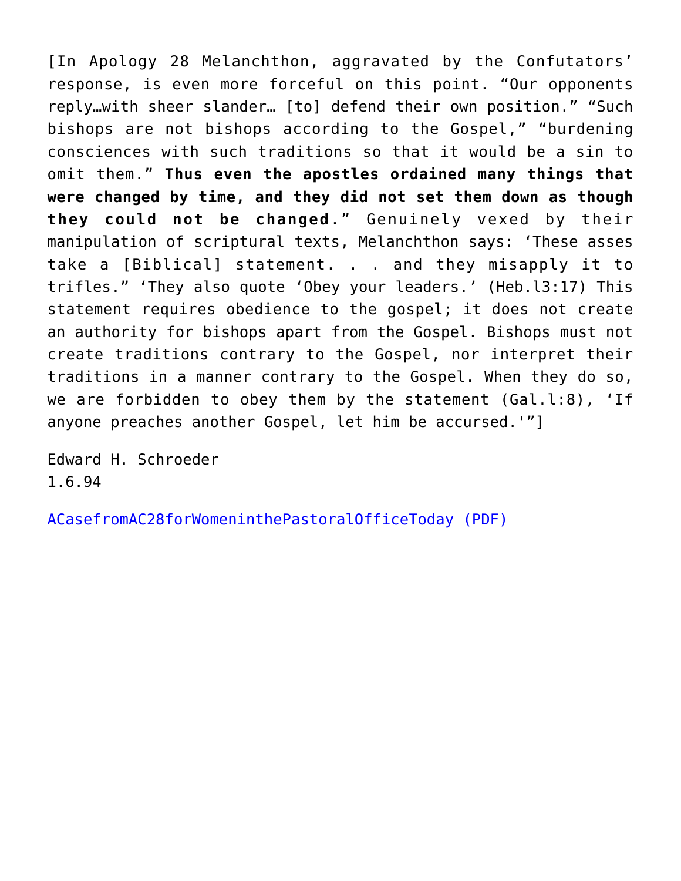[In Apology 28 Melanchthon, aggravated by the Confutators' response, is even more forceful on this point. "Our opponents reply…with sheer slander… [to] defend their own position." "Such bishops are not bishops according to the Gospel," "burdening consciences with such traditions so that it would be a sin to omit them." **Thus even the apostles ordained many things that were changed by time, and they did not set them down as though they could not be changed**." Genuinely vexed by their manipulation of scriptural texts, Melanchthon says: 'These asses take a [Biblical] statement. . . and they misapply it to trifles." 'They also quote 'Obey your leaders.' (Heb.l3:17) This statement requires obedience to the gospel; it does not create an authority for bishops apart from the Gospel. Bishops must not create traditions contrary to the Gospel, nor interpret their traditions in a manner contrary to the Gospel. When they do so, we are forbidden to obey them by the statement (Gal.l:8), 'If anyone preaches another Gospel, let him be accursed.'"]

Edward H. Schroeder
1.6.94

ACasefromAC28forWomeninthePastoralOfficeToday (PDF)